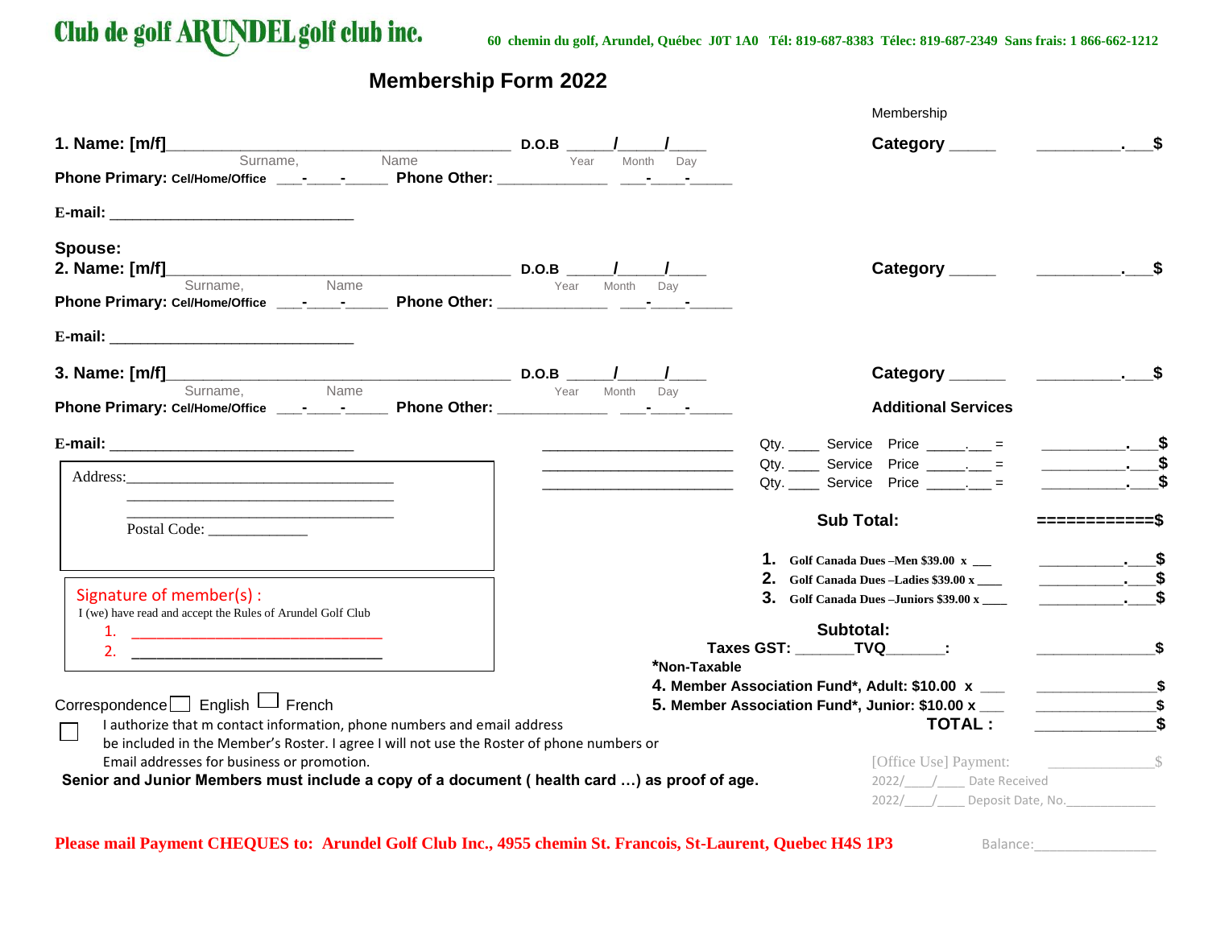# Club de golf ARUNDEL golf club inc.

60 chemin du golf, Arundel, Québec J0T 1A0 Tél: 819-687-8383 Télec: 819-687-2349 Sans frais: 1 866-662-1212

## Membership Form 2022

**1. Name: [m/f]**________________________________ **D.O.B** _____/_____/____ | Membership **Category** _____ __________.___$

Surname, Name | Year Month Day

**Phone Primary:** Cel/Home/Office ___-____-_____ **Phone Other:** _____________ ___-____-_____

**E-mail:** ____________________________

**Spouse:**

**2. Name: [m/f]**________________________________ **D.O.B** _____/_____/____ | **Category** _____ __________.___$

Surname, Name | Year Month Day

**Phone Primary:** Cel/Home/Office ___-____-_____ **Phone Other:** _____________ ___-____-_____

**E-mail:** ____________________________

**3. Name: [m/f]**________________________________ **D.O.B** _____/_____/____ | **Category** ______ __________.___$

Surname, Name | Year Month Day

**Phone Primary:** Cel/Home/Office ___-____-_____ **Phone Other:** _____________ ___-____-_____

**E-mail:** ____________________________

Address:________________________________
________________________________
________________________________
Postal Code: ____________

**Signature of member(s) :**
I (we) have read and accept the Rules of Arundel Golf Club
1. ______________________________
2. ______________________________

Correspondence ☐ English ☐ French

☐ I authorize that m contact information, phone numbers and email address be included in the Member's Roster. I agree I will not use the Roster of phone numbers or Email addresses for business or promotion.

**Senior and Junior Members must include a copy of a document ( health card …) as proof of age.**

**Additional Services**

| | | |
|---|---|---|
| ______________________ | Qty. ____ Service Price _____.___ = | __________.___$ |
| ______________________ | Qty. ____ Service Price _____.___ = | __________.___$ |
| ______________________ | Qty. ____ Service Price _____.___ = | __________.___$ |

**Sub Total:** ============$

1. **Golf Canada Dues –Men $39.00 x** ___ __________.___$
2. **Golf Canada Dues –Ladies $39.00 x** ____ __________.___$
3. **Golf Canada Dues –Juniors $39.00 x** ____ __________.___$

**Subtotal:**

**Taxes GST:** _______**TVQ**_______**:** ______________$

***Non-Taxable**

4. **Member Association Fund\*, Adult: $10.00 x** ___ ______________$
5. **Member Association Fund\*, Junior: $10.00 x** ___ ______________$

**TOTAL :** ______________$

[Office Use] Payment: ______________$
2022/____/____ Date Received
2022/____/____ Deposit Date, No.____________

**Please mail Payment CHEQUES to: Arundel Golf Club Inc., 4955 chemin St. Francois, St-Laurent, Quebec H4S 1P3**

Balance:________________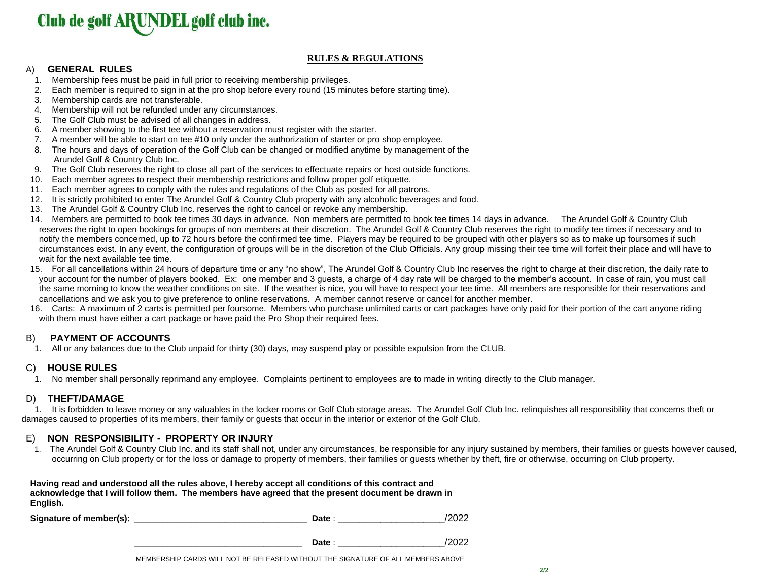# Club de golf ARUNDEL golf club inc.

## RULES & REGULATIONS

### A) GENERAL RULES

1. Membership fees must be paid in full prior to receiving membership privileges.
2. Each member is required to sign in at the pro shop before every round (15 minutes before starting time).
3. Membership cards are not transferable.
4. Membership will not be refunded under any circumstances.
5. The Golf Club must be advised of all changes in address.
6. A member showing to the first tee without a reservation must register with the starter.
7. A member will be able to start on tee #10 only under the authorization of starter or pro shop employee.
8. The hours and days of operation of the Golf Club can be changed or modified anytime by management of the Arundel Golf & Country Club Inc.
9. The Golf Club reserves the right to close all part of the services to effectuate repairs or host outside functions.
10. Each member agrees to respect their membership restrictions and follow proper golf etiquette.
11. Each member agrees to comply with the rules and regulations of the Club as posted for all patrons.
12. It is strictly prohibited to enter The Arundel Golf & Country Club property with any alcoholic beverages and food.
13. The Arundel Golf & Country Club Inc. reserves the right to cancel or revoke any membership.
14. Members are permitted to book tee times 30 days in advance. Non members are permitted to book tee times 14 days in advance. The Arundel Golf & Country Club reserves the right to open bookings for groups of non members at their discretion. The Arundel Golf & Country Club reserves the right to modify tee times if necessary and to notify the members concerned, up to 72 hours before the confirmed tee time. Players may be required to be grouped with other players so as to make up foursomes if such circumstances exist. In any event, the configuration of groups will be in the discretion of the Club Officials. Any group missing their tee time will forfeit their place and will have to wait for the next available tee time.
15. For all cancellations within 24 hours of departure time or any "no show", The Arundel Golf & Country Club Inc reserves the right to charge at their discretion, the daily rate to your account for the number of players booked. Ex: one member and 3 guests, a charge of 4 day rate will be charged to the member's account. In case of rain, you must call the same morning to know the weather conditions on site. If the weather is nice, you will have to respect your tee time. All members are responsible for their reservations and cancellations and we ask you to give preference to online reservations. A member cannot reserve or cancel for another member.
16. Carts: A maximum of 2 carts is permitted per foursome. Members who purchase unlimited carts or cart packages have only paid for their portion of the cart anyone riding with them must have either a cart package or have paid the Pro Shop their required fees.

### B) PAYMENT OF ACCOUNTS

1. All or any balances due to the Club unpaid for thirty (30) days, may suspend play or possible expulsion from the CLUB.

### C) HOUSE RULES

1. No member shall personally reprimand any employee. Complaints pertinent to employees are to made in writing directly to the Club manager.

### D) THEFT/DAMAGE

1. It is forbidden to leave money or any valuables in the locker rooms or Golf Club storage areas. The Arundel Golf Club Inc. relinquishes all responsibility that concerns theft or damages caused to properties of its members, their family or guests that occur in the interior or exterior of the Golf Club.

### E) NON RESPONSIBILITY - PROPERTY OR INJURY

1. The Arundel Golf & Country Club Inc. and its staff shall not, under any circumstances, be responsible for any injury sustained by members, their families or guests however caused, occurring on Club property or for the loss or damage to property of members, their families or guests whether by theft, fire or otherwise, occurring on Club property.

**Having read and understood all the rules above, I hereby accept all conditions of this contract and acknowledge that I will follow them. The members have agreed that the present document be drawn in English.**

**Signature of member(s)**: ___________________________________ **Date** : _____________________/2022

___________________________________ **Date** : _____________________/2022

MEMBERSHIP CARDS WILL NOT BE RELEASED WITHOUT THE SIGNATURE OF ALL MEMBERS ABOVE